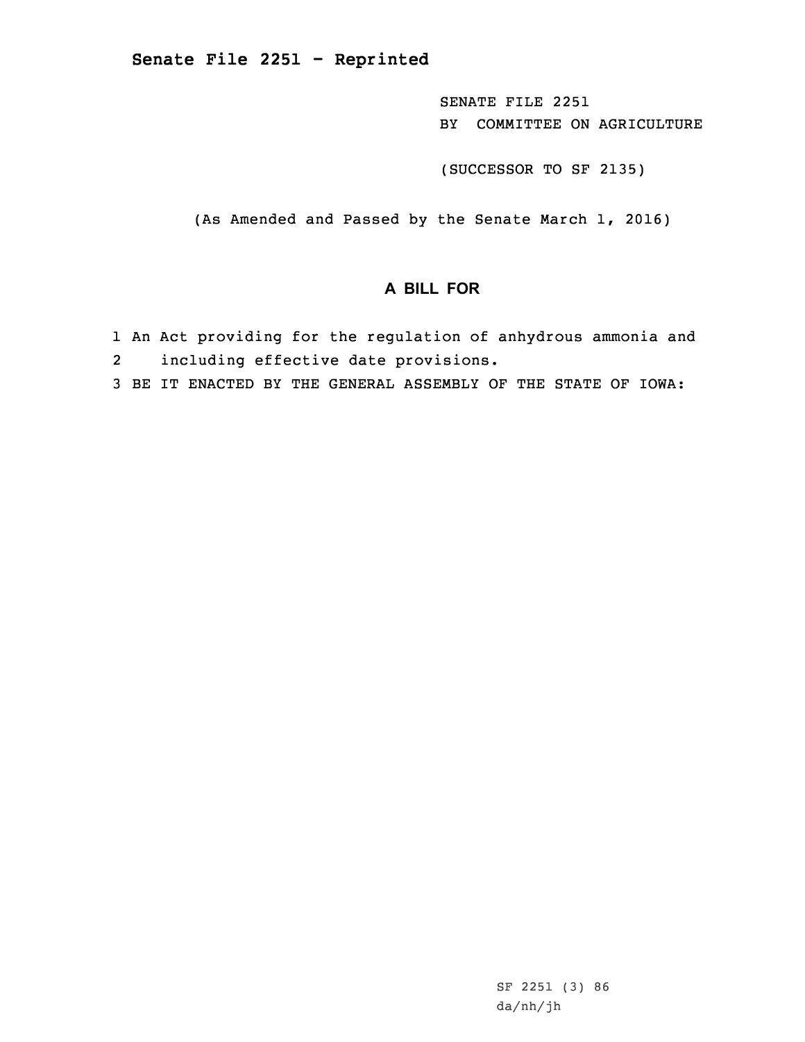**Senate File 2251 - Reprinted**

SENATE FILE 2251
BY COMMITTEE ON AGRICULTURE

(SUCCESSOR TO SF 2135)

(As Amended and Passed by the Senate March 1, 2016)

## A BILL FOR

1 An Act providing for the regulation of anhydrous ammonia and
2 including effective date provisions.
3 BE IT ENACTED BY THE GENERAL ASSEMBLY OF THE STATE OF IOWA:

SF 2251 (3) 86
da/nh/jh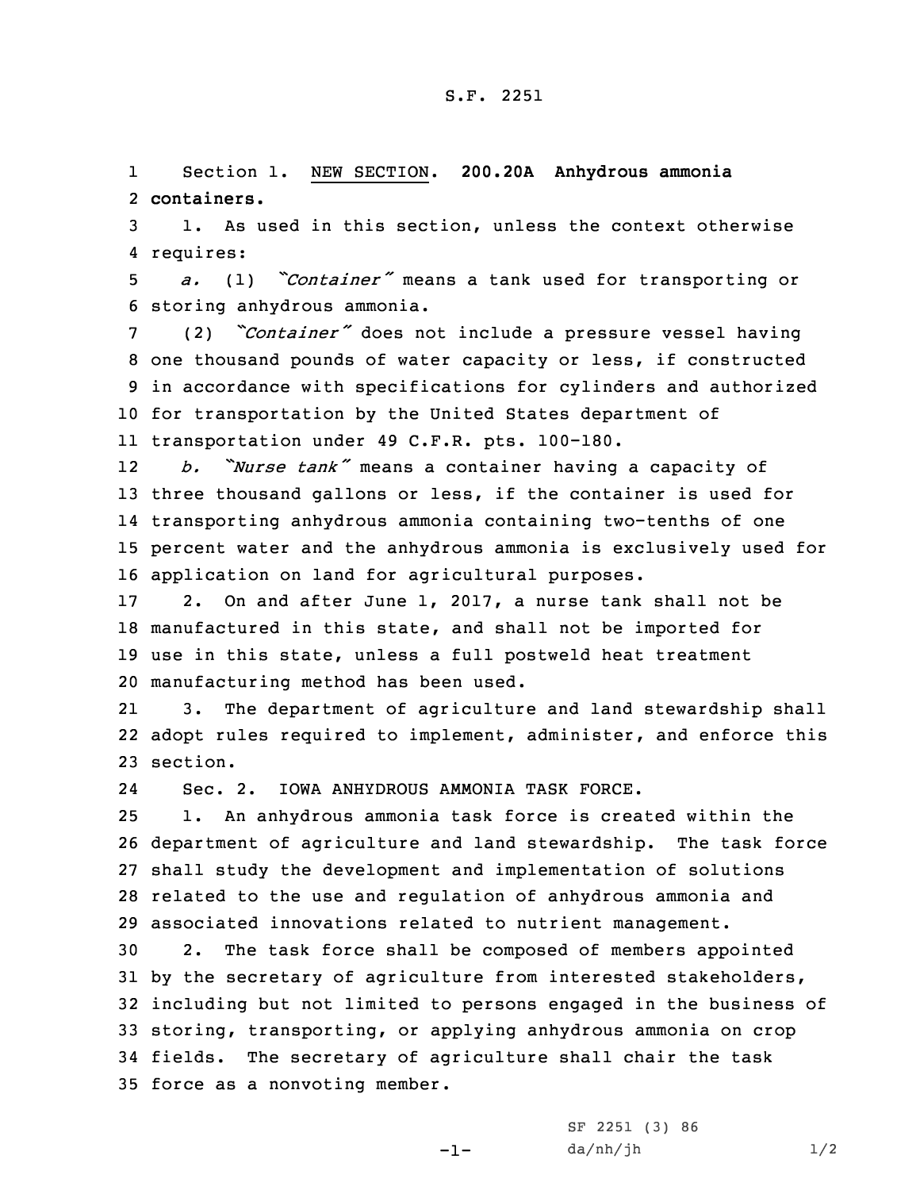Section 1. NEW SECTION. **200.20A Anhydrous ammonia containers.**

1. As used in this section, unless the context otherwise requires:

*a.* (1) *"Container"* means a tank used for transporting or storing anhydrous ammonia.

(2) *"Container"* does not include a pressure vessel having one thousand pounds of water capacity or less, if constructed in accordance with specifications for cylinders and authorized for transportation by the United States department of transportation under 49 C.F.R. pts. 100-180.

*b.* *"Nurse tank"* means a container having a capacity of three thousand gallons or less, if the container is used for transporting anhydrous ammonia containing two-tenths of one percent water and the anhydrous ammonia is exclusively used for application on land for agricultural purposes.

2. On and after June 1, 2017, a nurse tank shall not be manufactured in this state, and shall not be imported for use in this state, unless a full postweld heat treatment manufacturing method has been used.

3. The department of agriculture and land stewardship shall adopt rules required to implement, administer, and enforce this section.

Sec. 2. IOWA ANHYDROUS AMMONIA TASK FORCE.

1. An anhydrous ammonia task force is created within the department of agriculture and land stewardship. The task force shall study the development and implementation of solutions related to the use and regulation of anhydrous ammonia and associated innovations related to nutrient management.

2. The task force shall be composed of members appointed by the secretary of agriculture from interested stakeholders, including but not limited to persons engaged in the business of storing, transporting, or applying anhydrous ammonia on crop fields. The secretary of agriculture shall chair the task force as a nonvoting member.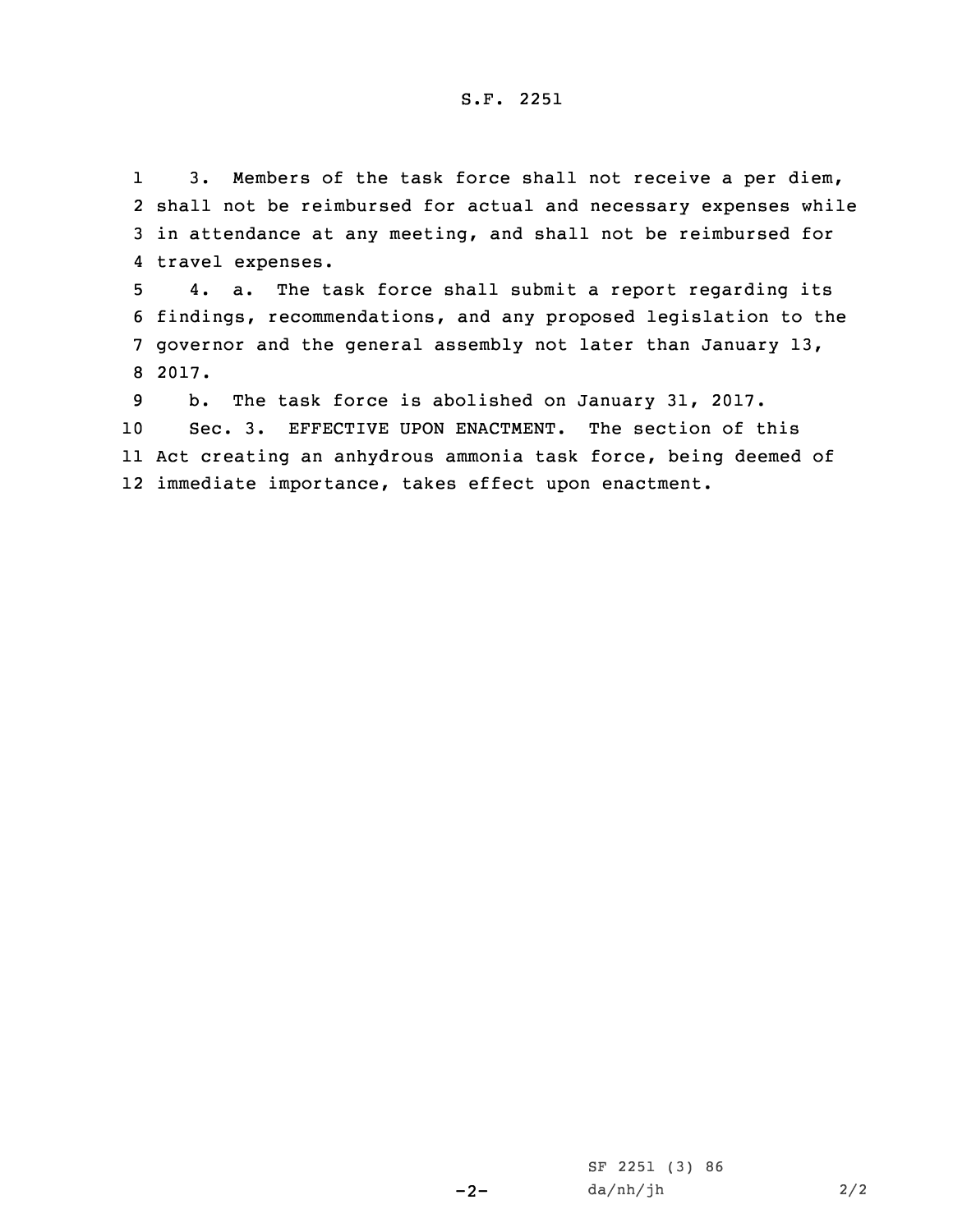3. Members of the task force shall not receive a per diem, shall not be reimbursed for actual and necessary expenses while in attendance at any meeting, and shall not be reimbursed for travel expenses.

4. a. The task force shall submit a report regarding its findings, recommendations, and any proposed legislation to the governor and the general assembly not later than January 13, 2017.

b. The task force is abolished on January 31, 2017.

Sec. 3. EFFECTIVE UPON ENACTMENT. The section of this Act creating an anhydrous ammonia task force, being deemed of immediate importance, takes effect upon enactment.